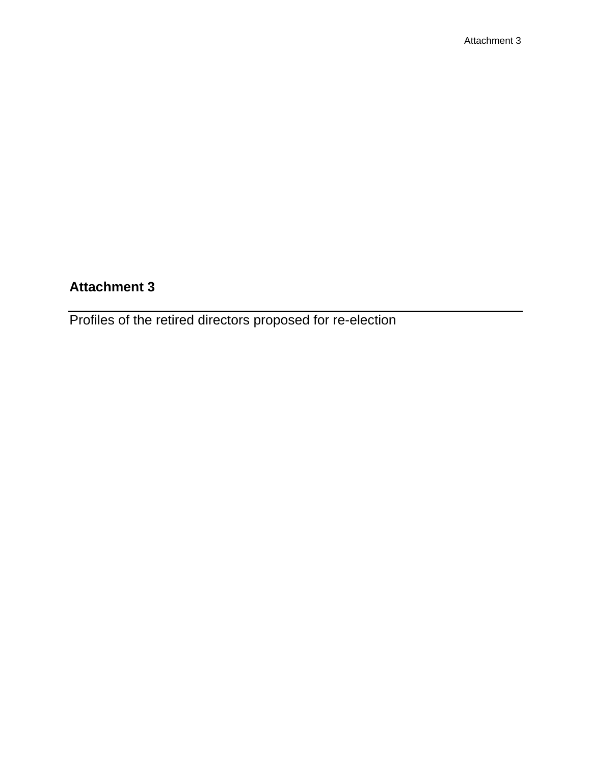# Attachment 3

Profiles of the retired directors proposed for re-election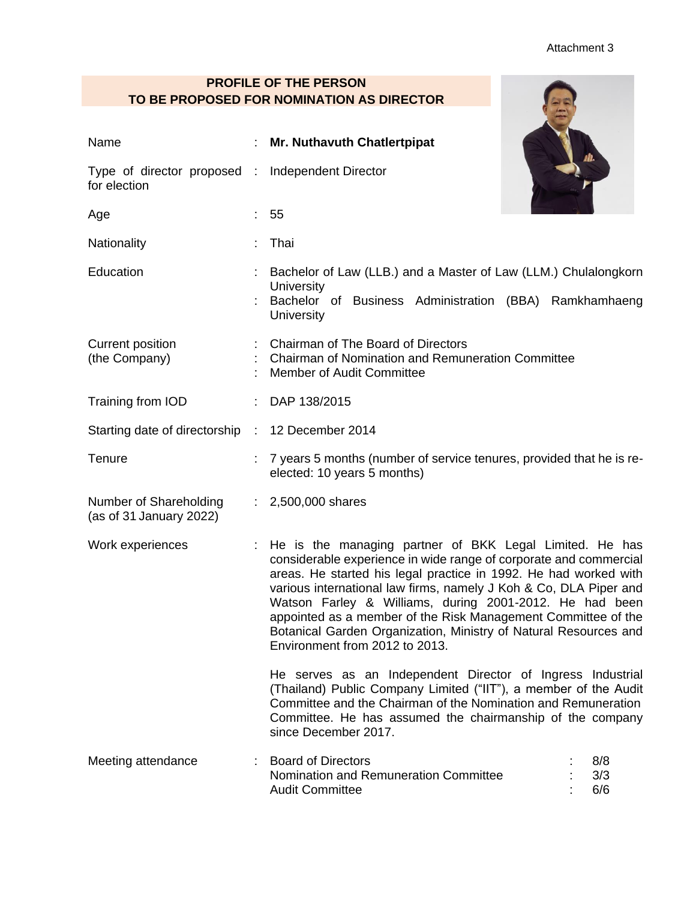Attachment 3

## PROFILE OF THE PERSON TO BE PROPOSED FOR NOMINATION AS DIRECTOR

| | | |
|---|---|---|
| Name | : | **Mr. Nuthavuth Chatlertpipat** |
| Type of director proposed for election | : | Independent Director |
| Age | : | 55 |
| Nationality | : | Thai |
| Education | : | Bachelor of Law (LLB.) and a Master of Law (LLM.) Chulalongkorn University |
| | : | Bachelor of Business Administration (BBA) Ramkhamhaeng University |
| Current position (the Company) | : | Chairman of The Board of Directors |
| | : | Chairman of Nomination and Remuneration Committee |
| | : | Member of Audit Committee |
| Training from IOD | : | DAP 138/2015 |
| Starting date of directorship | : | 12 December 2014 |
| Tenure | : | 7 years 5 months (number of service tenures, provided that he is re-elected: 10 years 5 months) |
| Number of Shareholding (as of 31 January 2022) | : | 2,500,000 shares |
| Work experiences | : | He is the managing partner of BKK Legal Limited. He has considerable experience in wide range of corporate and commercial areas. He started his legal practice in 1992. He had worked with various international law firms, namely J Koh & Co, DLA Piper and Watson Farley & Williams, during 2001-2012. He had been appointed as a member of the Risk Management Committee of the Botanical Garden Organization, Ministry of Natural Resources and Environment from 2012 to 2013. |
| | | He serves as an Independent Director of Ingress Industrial (Thailand) Public Company Limited ("IIT"), a member of the Audit Committee and the Chairman of the Nomination and Remuneration Committee. He has assumed the chairmanship of the company since December 2017. |

| Meeting attendance | : | | | |
|---|---|---|---|---|
| | | Board of Directors | : | 8/8 |
| | | Nomination and Remuneration Committee | : | 3/3 |
| | | Audit Committee | : | 6/6 |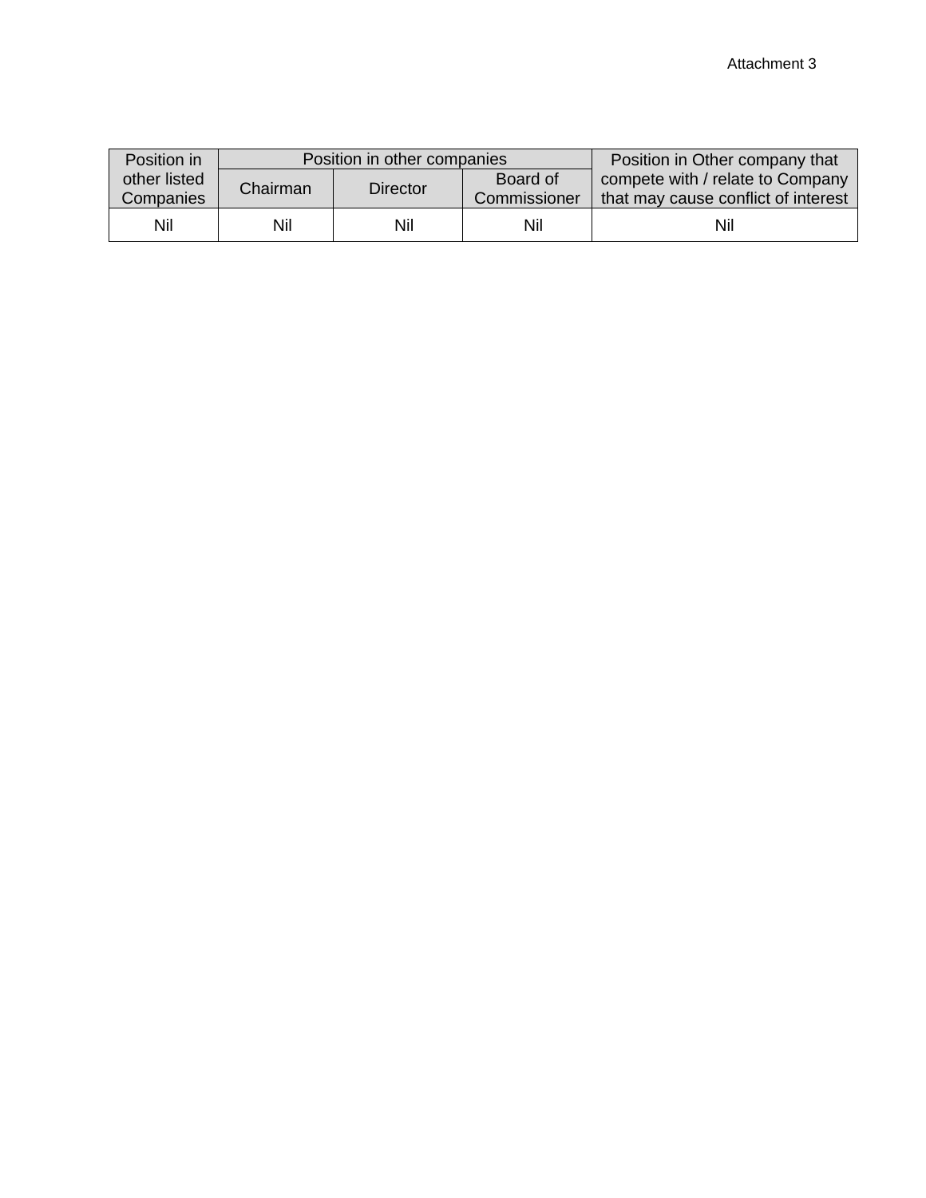Attachment 3

| Position in other listed Companies | Position in other companies | | | Position in Other company that compete with / relate to Company that may cause conflict of interest |
|---|---|---|---|---|
| | Chairman | Director | Board of Commissioner | |
| Nil | Nil | Nil | Nil | Nil |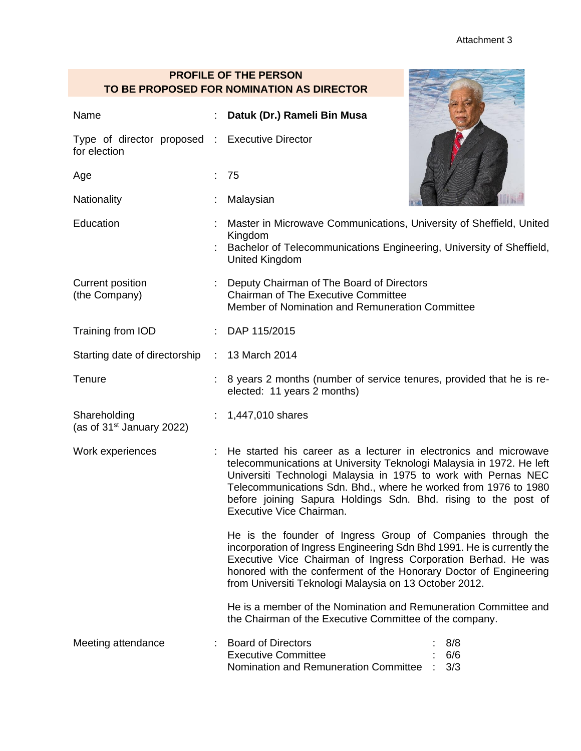Attachment 3

## PROFILE OF THE PERSON TO BE PROPOSED FOR NOMINATION AS DIRECTOR

| | | |
|---|---|---|
| Name | : | **Datuk (Dr.) Rameli Bin Musa** |
| Type of director proposed for election | : | Executive Director |
| Age | : | 75 |
| Nationality | : | Malaysian |
| Education | : | Master in Microwave Communications, University of Sheffield, United Kingdom |
| | : | Bachelor of Telecommunications Engineering, University of Sheffield, United Kingdom |
| Current position (the Company) | : | Deputy Chairman of The Board of Directors<br>Chairman of The Executive Committee<br>Member of Nomination and Remuneration Committee |
| Training from IOD | : | DAP 115/2015 |
| Starting date of directorship | : | 13 March 2014 |
| Tenure | : | 8 years 2 months (number of service tenures, provided that he is re-elected: 11 years 2 months) |
| Shareholding (as of 31st January 2022) | : | 1,447,010 shares |
| Work experiences | : | He started his career as a lecturer in electronics and microwave telecommunications at University Teknologi Malaysia in 1972. He left Universiti Technologi Malaysia in 1975 to work with Pernas NEC Telecommunications Sdn. Bhd., where he worked from 1976 to 1980 before joining Sapura Holdings Sdn. Bhd. rising to the post of Executive Vice Chairman.<br><br>He is the founder of Ingress Group of Companies through the incorporation of Ingress Engineering Sdn Bhd 1991. He is currently the Executive Vice Chairman of Ingress Corporation Berhad. He was honored with the conferment of the Honorary Doctor of Engineering from Universiti Teknologi Malaysia on 13 October 2012.<br><br>He is a member of the Nomination and Remuneration Committee and the Chairman of the Executive Committee of the company. |
| Meeting attendance | : | Board of Directors : 8/8<br>Executive Committee : 6/6<br>Nomination and Remuneration Committee : 3/3 |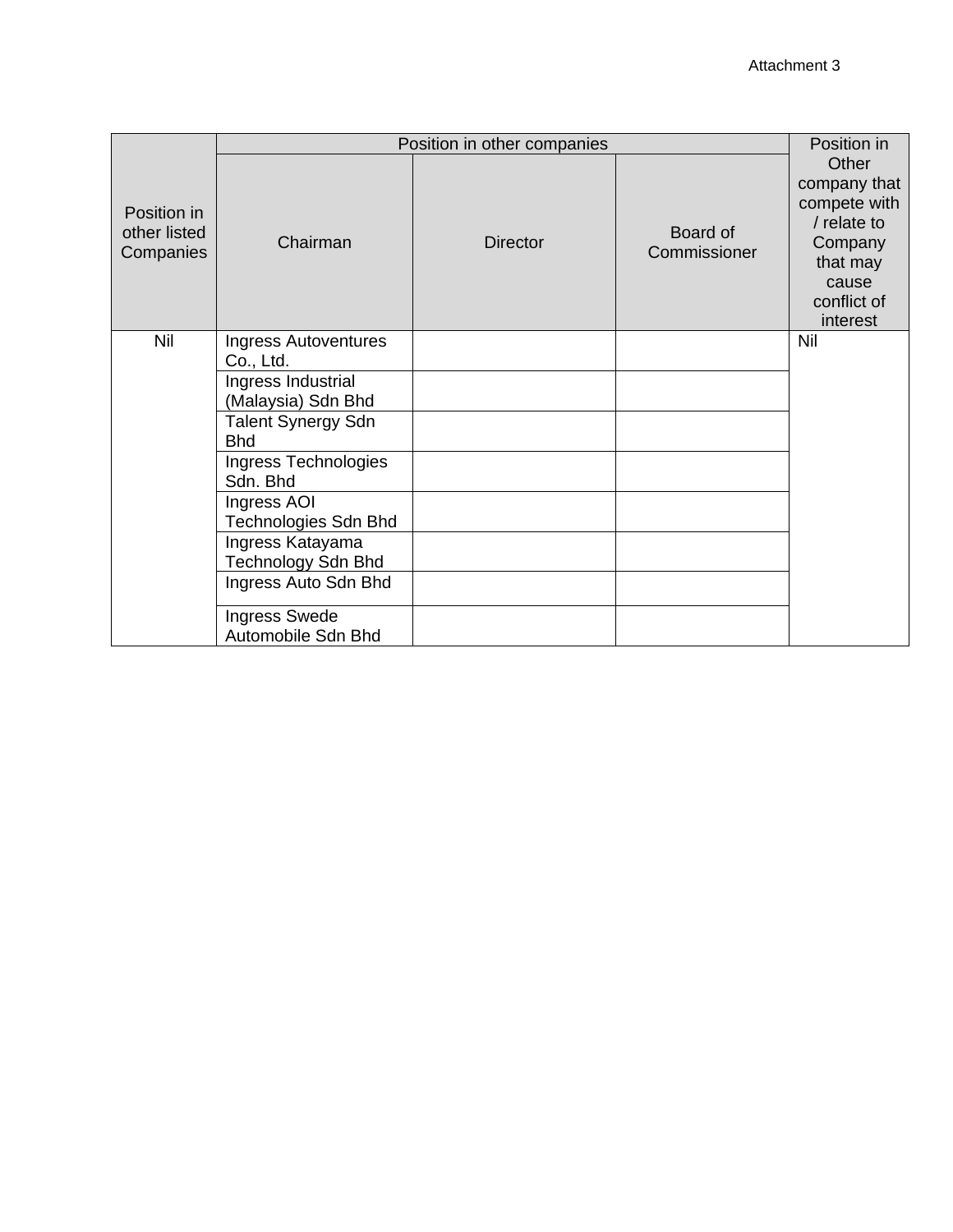Attachment 3

| Position in other listed Companies | Position in other companies | | | Position in Other company that compete with / relate to Company that may cause conflict of interest |
|---|---|---|---|---|
| | Chairman | Director | Board of Commissioner | |
| Nil | Ingress Autoventures Co., Ltd. | | | Nil |
| | Ingress Industrial (Malaysia) Sdn Bhd | | | |
| | Talent Synergy Sdn Bhd | | | |
| | Ingress Technologies Sdn. Bhd | | | |
| | Ingress AOI Technologies Sdn Bhd | | | |
| | Ingress Katayama Technology Sdn Bhd | | | |
| | Ingress Auto Sdn Bhd | | | |
| | Ingress Swede Automobile Sdn Bhd | | | |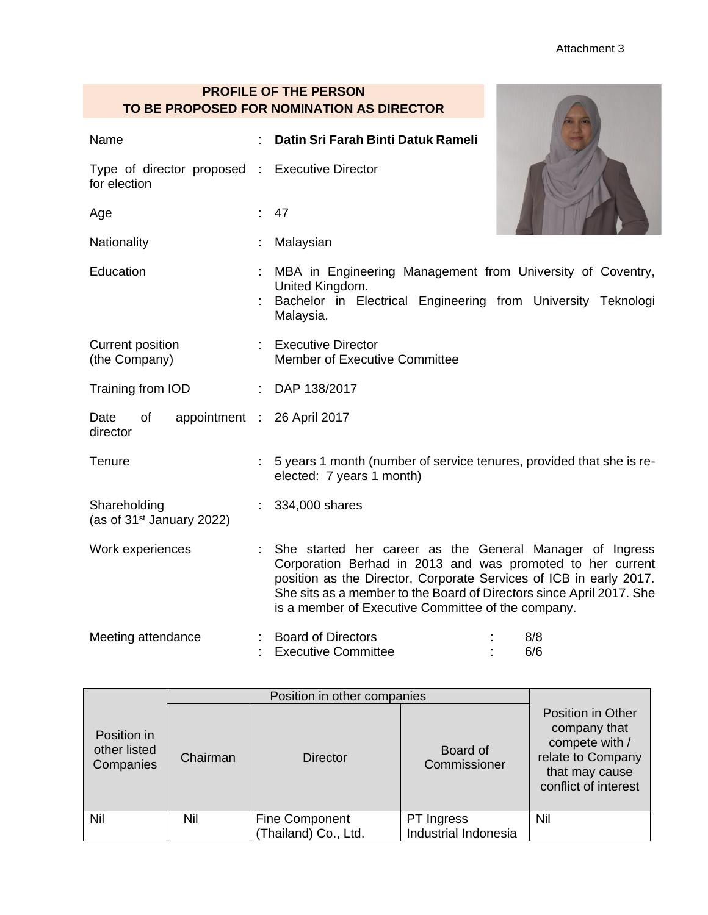Attachment 3

## PROFILE OF THE PERSON TO BE PROPOSED FOR NOMINATION AS DIRECTOR

| | | |
|---|---|---|
| Name | : | **Datin Sri Farah Binti Datuk Rameli** |
| Type of director proposed for election | : | Executive Director |
| Age | : | 47 |
| Nationality | : | Malaysian |
| Education | : | MBA in Engineering Management from University of Coventry, United Kingdom. |
| | : | Bachelor in Electrical Engineering from University Teknologi Malaysia. |
| Current position (the Company) | : | Executive Director<br>Member of Executive Committee |
| Training from IOD | : | DAP 138/2017 |
| Date of appointment director | : | 26 April 2017 |
| Tenure | : | 5 years 1 month (number of service tenures, provided that she is re-elected: 7 years 1 month) |
| Shareholding (as of 31st January 2022) | : | 334,000 shares |
| Work experiences | : | She started her career as the General Manager of Ingress Corporation Berhad in 2013 and was promoted to her current position as the Director, Corporate Services of ICB in early 2017. She sits as a member to the Board of Directors since April 2017. She is a member of Executive Committee of the company. |
| Meeting attendance | : | Board of Directors : 8/8 |
| | : | Executive Committee : 6/6 |

| Position in other listed Companies | Position in other companies | | | Position in Other company that compete with / relate to Company that may cause conflict of interest |
|---|---|---|---|---|
| | Chairman | Director | Board of Commissioner | |
| Nil | Nil | Fine Component (Thailand) Co., Ltd. | PT Ingress Industrial Indonesia | Nil |